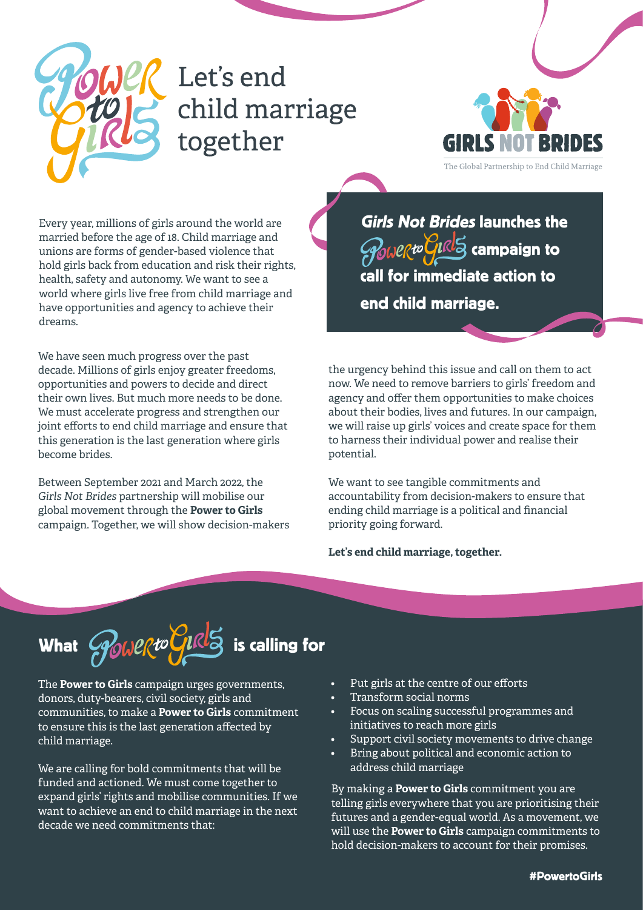# Power to Girls

# Let's end child marriage together

**GIRLS NOT BRIDES**

The Global Partnership to End Child Marriage

## *Girls Not Brides* launches the Power to Girls campaign to call for immediate action to end child marriage.

Every year, millions of girls around the world are married before the age of 18. Child marriage and unions are forms of gender-based violence that hold girls back from education and risk their rights, health, safety and autonomy. We want to see a world where girls live free from child marriage and have opportunities and agency to achieve their dreams.

We have seen much progress over the past decade. Millions of girls enjoy greater freedoms, opportunities and powers to decide and direct their own lives. But much more needs to be done. We must accelerate progress and strengthen our joint efforts to end child marriage and ensure that this generation is the last generation where girls become brides.

Between September 2021 and March 2022, the *Girls Not Brides* partnership will mobilise our global movement through the **Power to Girls** campaign. Together, we will show decision-makers the urgency behind this issue and call on them to act now. We need to remove barriers to girls' freedom and agency and offer them opportunities to make choices about their bodies, lives and futures. In our campaign, we will raise up girls' voices and create space for them to harness their individual power and realise their potential.

We want to see tangible commitments and accountability from decision-makers to ensure that ending child marriage is a political and financial priority going forward.

**Let's end child marriage, together.**

## What Power to Girls is calling for

The **Power to Girls** campaign urges governments, donors, duty-bearers, civil society, girls and communities, to make a **Power to Girls** commitment to ensure this is the last generation affected by child marriage.

We are calling for bold commitments that will be funded and actioned. We must come together to expand girls' rights and mobilise communities. If we want to achieve an end to child marriage in the next decade we need commitments that:

- Put girls at the centre of our efforts
- Transform social norms
- Focus on scaling successful programmes and initiatives to reach more girls
- Support civil society movements to drive change
- Bring about political and economic action to address child marriage

By making a **Power to Girls** commitment you are telling girls everywhere that you are prioritising their futures and a gender-equal world. As a movement, we will use the **Power to Girls** campaign commitments to hold decision-makers to account for their promises.

**#PowertoGirls**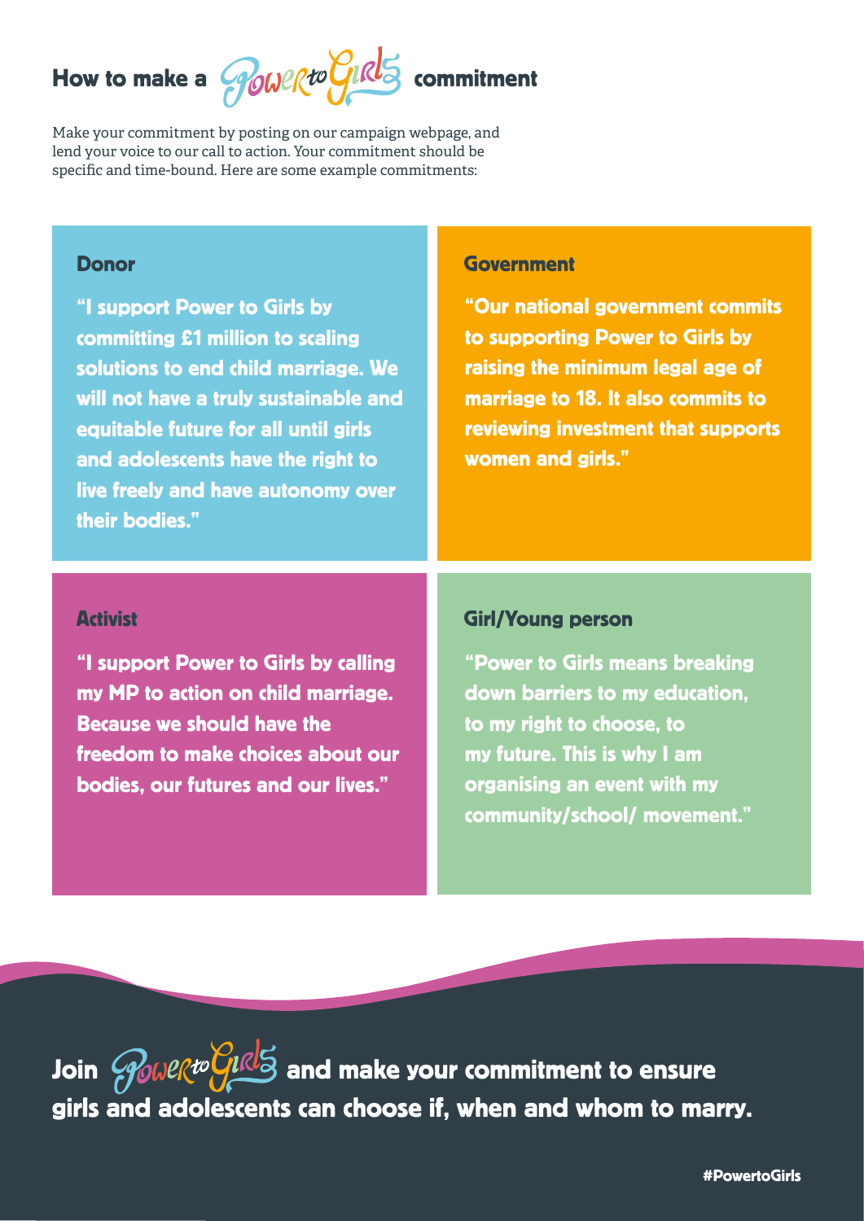# How to make a Power to Girls commitment

Make your commitment by posting on our campaign webpage, and lend your voice to our call to action. Your commitment should be specific and time-bound. Here are some example commitments:

### Donor

**"I support Power to Girls by committing £1 million to scaling solutions to end child marriage. We will not have a truly sustainable and equitable future for all until girls and adolescents have the right to live freely and have autonomy over their bodies."**

### Government

**"Our national government commits to supporting Power to Girls by raising the minimum legal age of marriage to 18. It also commits to reviewing investment that supports women and girls."**

### Activist

**"I support Power to Girls by calling my MP to action on child marriage. Because we should have the freedom to make choices about our bodies, our futures and our lives."**

### Girl/Young person

**"Power to Girls means breaking down barriers to my education, to my right to choose, to my future. This is why I am organising an event with my community/school/ movement."**

**Join Power to Girls and make your commitment to ensure girls and adolescents can choose if, when and whom to marry.**

**#PowertoGirls**